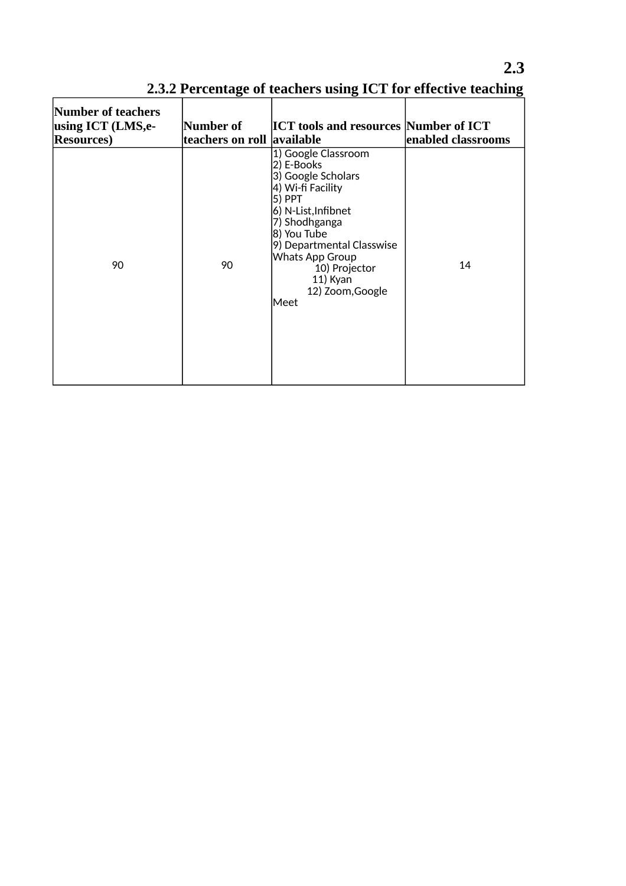# 2.3

## 2.3.2 Percentage of teachers using ICT for effective teaching

| Number of teachers using ICT (LMS,e-Resources) | Number of teachers on roll | ICT tools and resources available | Number of ICT enabled classrooms |
| --- | --- | --- | --- |
| 90 | 90 | 1) Google Classroom<br>2) E-Books<br>3) Google Scholars<br>4) Wi-fi Facility<br>5) PPT<br>6) N-List,Infibnet<br>7) Shodhganga<br>8) You Tube<br>9) Departmental Classwise Whats App Group<br>10) Projector<br>11) Kyan<br>12) Zoom,Google Meet | 14 |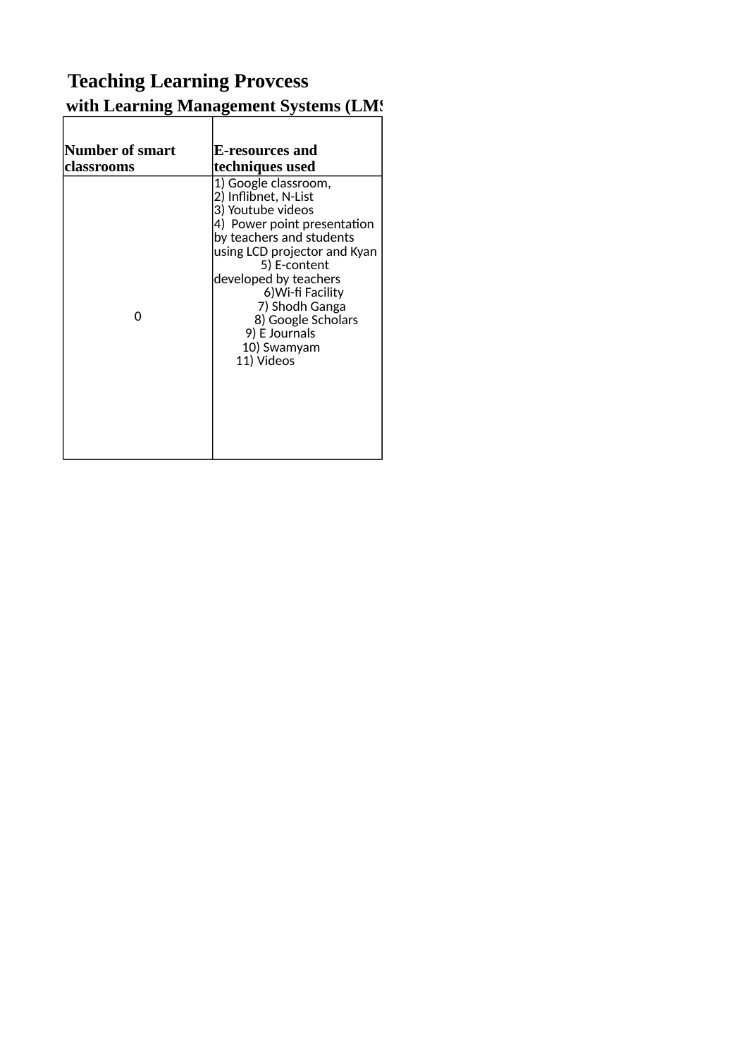# Teaching Learning Provcess

## with Learning Management Systems (LMS

| Number of smart classrooms | E-resources and techniques used |
| --- | --- |
| 0 | 1) Google classroom,<br>2) Inflibnet, N-List<br>3) Youtube videos<br>4) Power point presentation by teachers and students using LCD projector and Kyan<br>5) E-content developed by teachers<br>6)Wi-fi Facility<br>7) Shodh Ganga<br>8) Google Scholars<br>9) E Journals<br>10) Swamyam<br>11) Videos |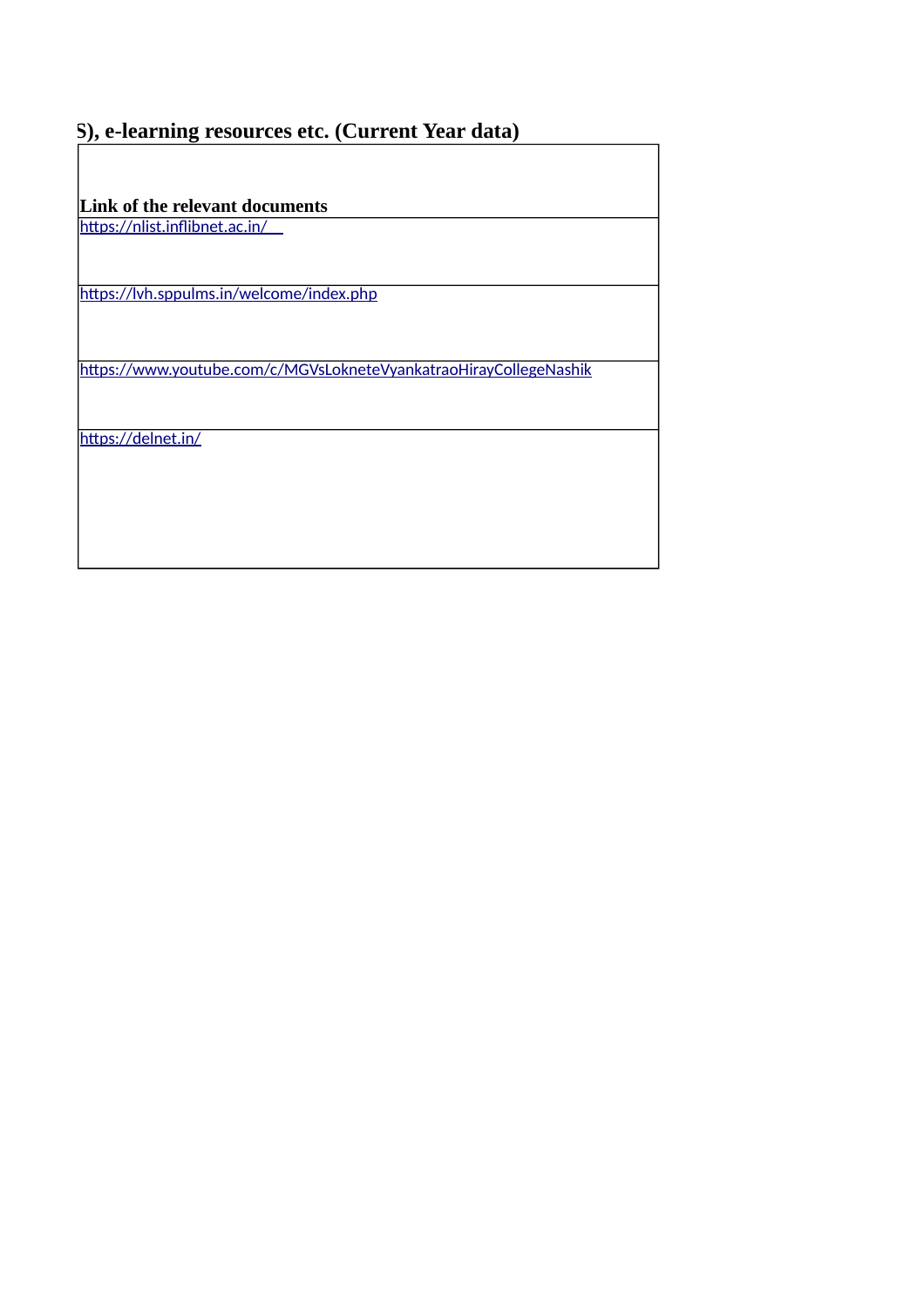**S), e-learning resources etc. (Current Year data)**

| Link of the relevant documents |
| --- |
| https://nlist.inflibnet.ac.in/ |
| https://lvh.sppulms.in/welcome/index.php |
| https://www.youtube.com/c/MGVsLokneteVyankatraoHirayCollegeNashik |
| https://delnet.in/ |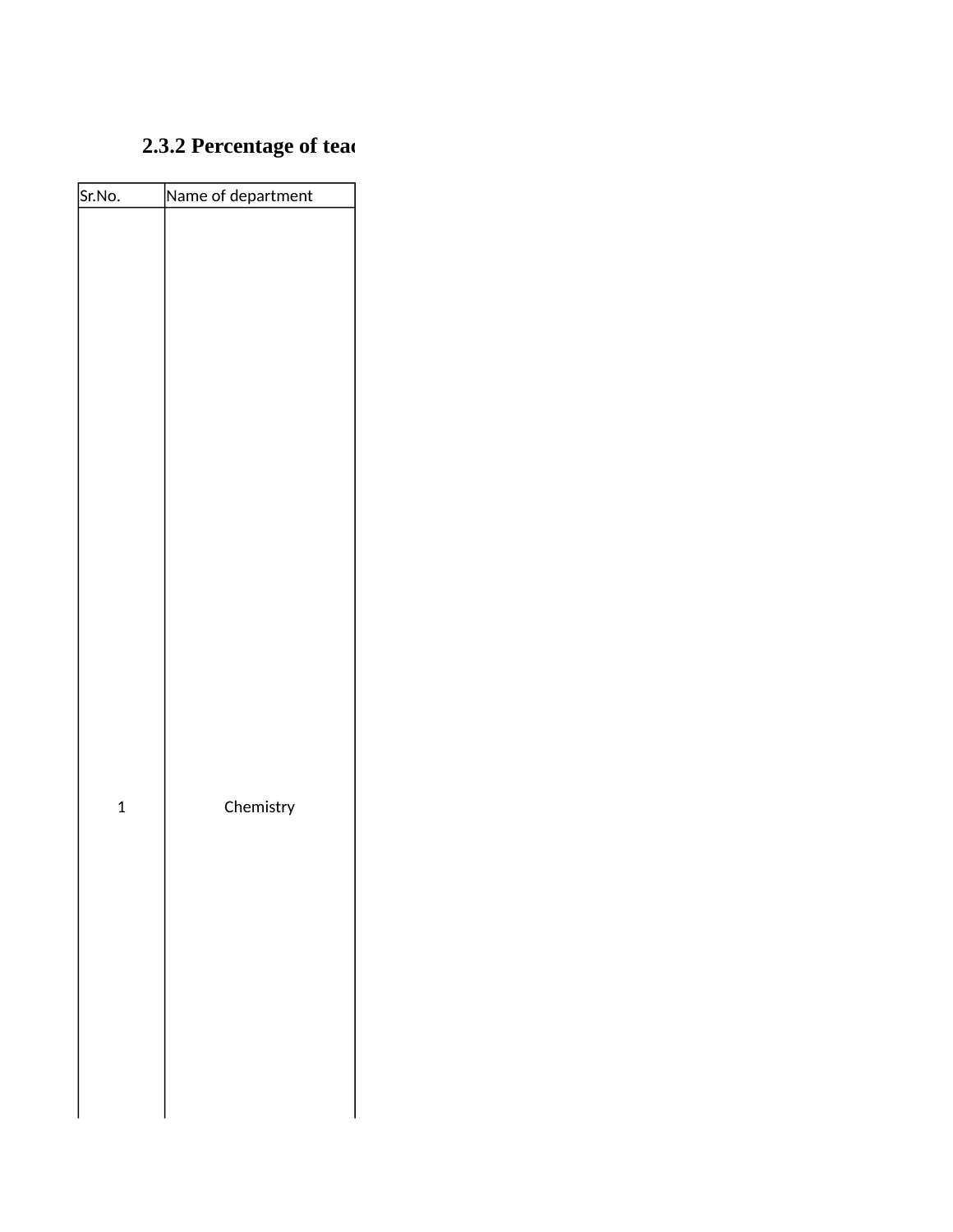### 2.3.2 Percentage of teac

| Sr.No. | Name of department |
|---|---|
| 1 | Chemistry |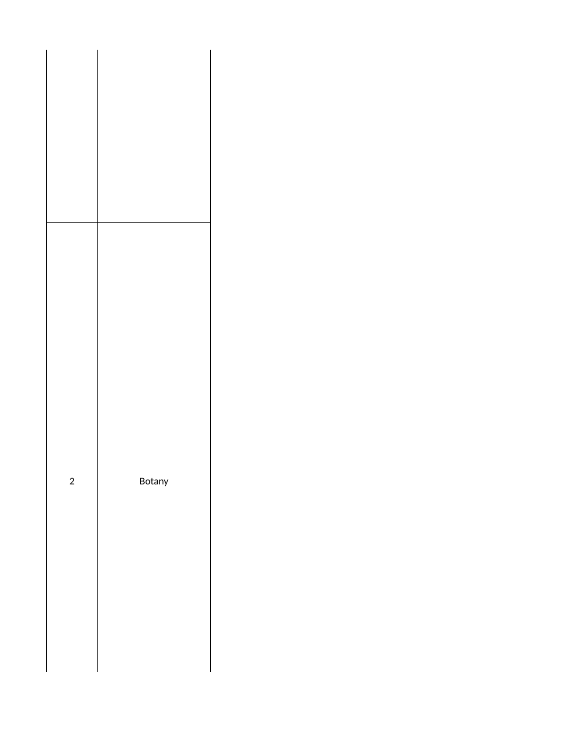| | |
|---|---|
| | |
| 2 | Botany |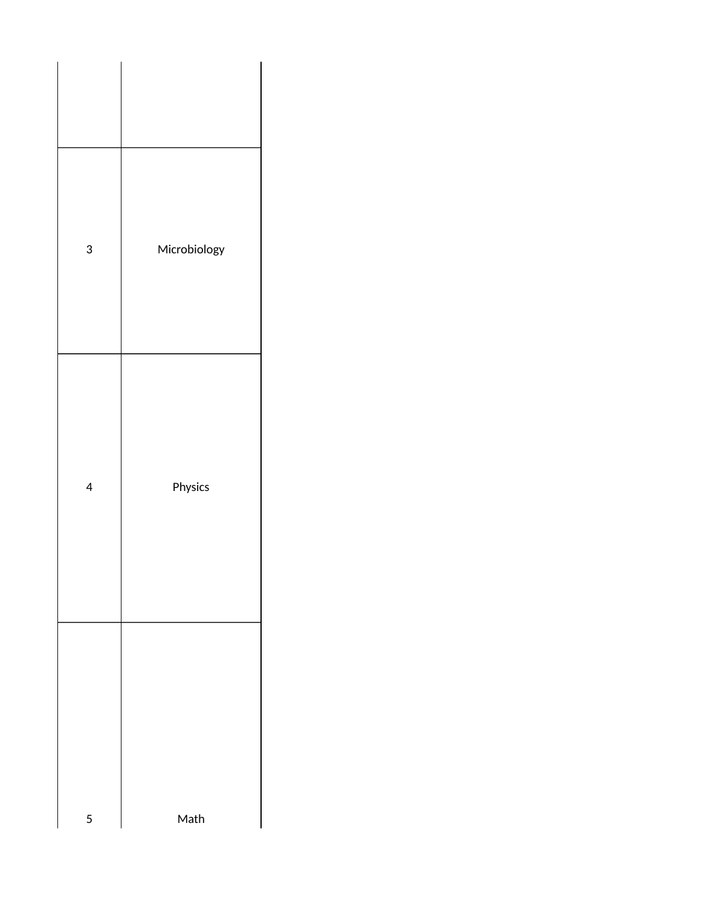| | |
|---|---|
| | |
| 3 | Microbiology |
| 4 | Physics |
| 5 | Math |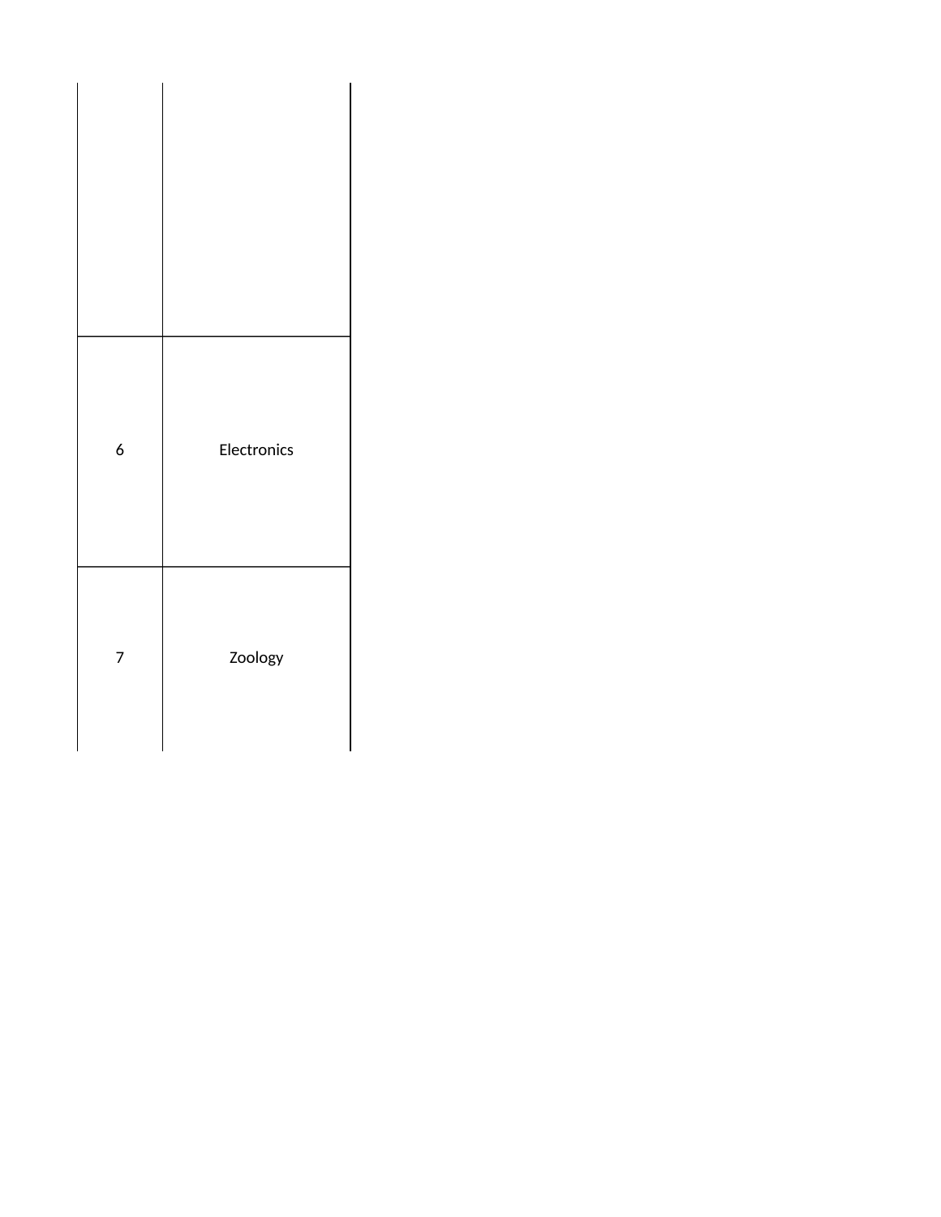| | |
|---|---|
| | |
| 6 | Electronics |
| 7 | Zoology |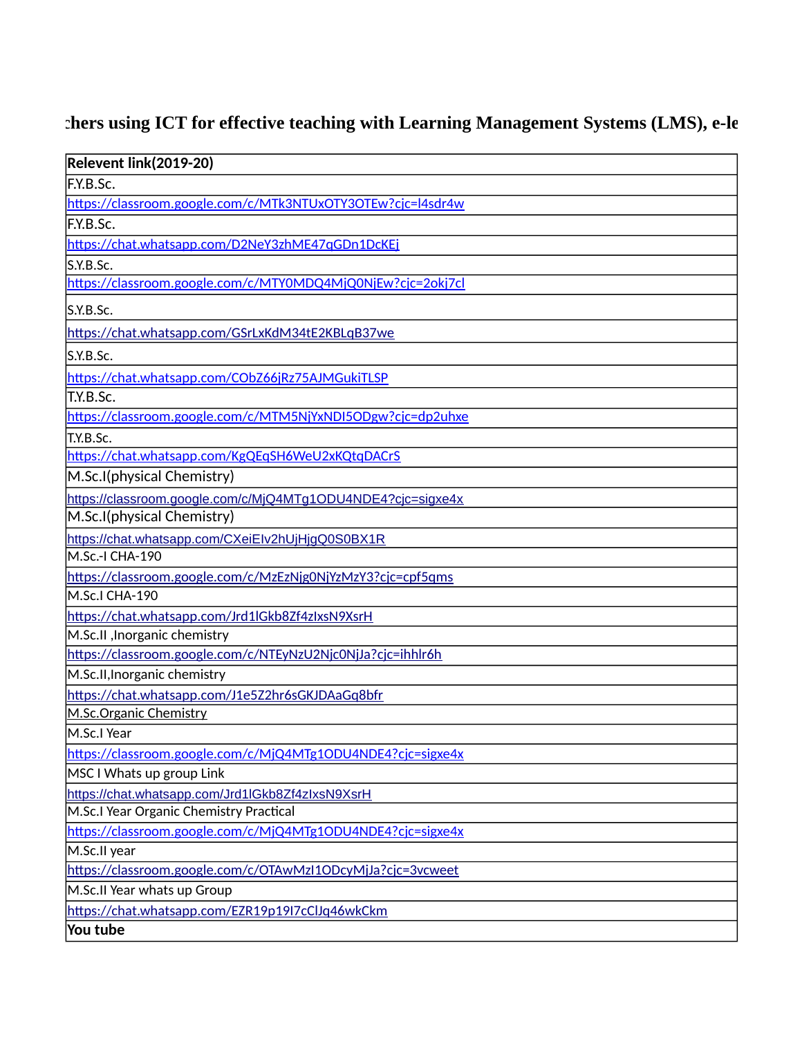## chers using ICT for effective teaching with Learning Management Systems (LMS), e-le

| Relevent link(2019-20) |
|---|
| F.Y.B.Sc. |
| https://classroom.google.com/c/MTk3NTUxOTY3OTEw?cjc=l4sdr4w |
| F.Y.B.Sc. |
| https://chat.whatsapp.com/D2NeY3zhME47qGDn1DcKEj |
| S.Y.B.Sc. |
| https://classroom.google.com/c/MTY0MDQ4MjQ0NjEw?cjc=2okj7cl |
| S.Y.B.Sc. |
| https://chat.whatsapp.com/GSrLxKdM34tE2KBLqB37we |
| S.Y.B.Sc. |
| https://chat.whatsapp.com/CObZ66jRz75AJMGukiTLSP |
| T.Y.B.Sc. |
| https://classroom.google.com/c/MTM5NjYxNDI5ODgw?cjc=dp2uhxe |
| T.Y.B.Sc. |
| https://chat.whatsapp.com/KgQEqSH6WeU2xKQtqDACrS |
| M.Sc.I(physical Chemistry) |
| https://classroom.google.com/c/MjQ4MTg1ODU4NDE4?cjc=sigxe4x |
| M.Sc.I(physical Chemistry) |
| https://chat.whatsapp.com/CXeiEIv2hUjHjgQ0S0BX1R |
| M.Sc.-I CHA-190 |
| https://classroom.google.com/c/MzEzNjg0NjYzMzY3?cjc=cpf5qms |
| M.Sc.I CHA-190 |
| https://chat.whatsapp.com/Jrd1lGkb8Zf4zIxsN9XsrH |
| M.Sc.II ,Inorganic chemistry |
| https://classroom.google.com/c/NTEyNzU2Njc0NjJa?cjc=ihhlr6h |
| M.Sc.II,Inorganic chemistry |
| https://chat.whatsapp.com/J1e5Z2hr6sGKJDAaGq8bfr |
| M.Sc.Organic Chemistry |
| M.Sc.I Year |
| https://classroom.google.com/c/MjQ4MTg1ODU4NDE4?cjc=sigxe4x |
| MSC I Whats up group Link |
| https://chat.whatsapp.com/Jrd1lGkb8Zf4zIxsN9XsrH |
| M.Sc.I Year Organic Chemistry Practical |
| https://classroom.google.com/c/MjQ4MTg1ODU4NDE4?cjc=sigxe4x |
| M.Sc.II year |
| https://classroom.google.com/c/OTAwMzI1ODcyMjJa?cjc=3vcweet |
| M.Sc.II Year whats up Group |
| https://chat.whatsapp.com/EZR19p19I7cClJq46wkCkm |
| **You tube** |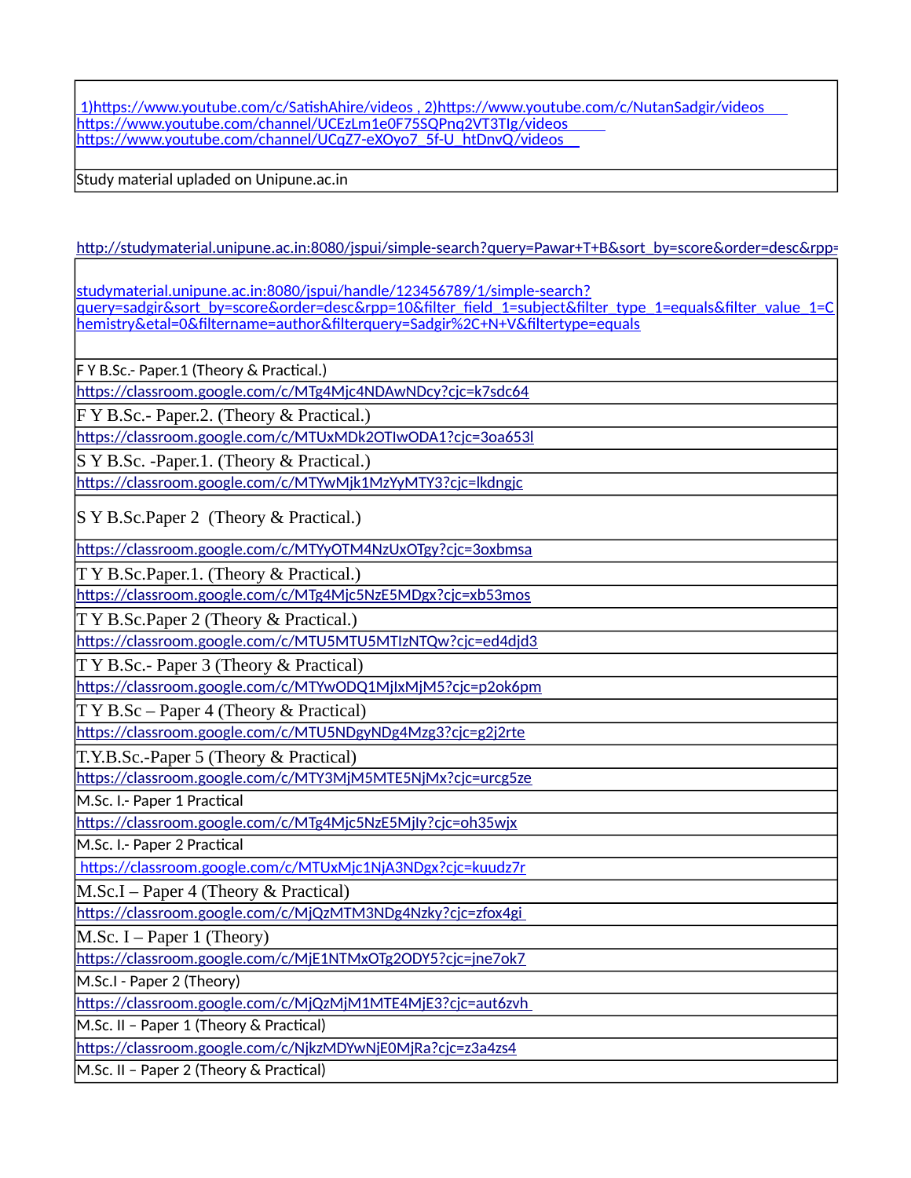| |
|---|
| 1)https://www.youtube.com/c/SatishAhire/videos , 2)https://www.youtube.com/c/NutanSadgir/videos https://www.youtube.com/channel/UCEzLm1e0F75SQPnq2VT3TIg/videos https://www.youtube.com/channel/UCqZ7-eXOyo7_5f-U_htDnvQ/videos |
| Study material upladed on Unipune.ac.in |

http://studymaterial.unipune.ac.in:8080/jspui/simple-search?query=Pawar+T+B&sort_by=score&order=desc&rpp=

| |
|---|
| studymaterial.unipune.ac.in:8080/jspui/handle/123456789/1/simple-search?query=sadgir&sort_by=score&order=desc&rpp=10&filter_field_1=subject&filter_type_1=equals&filter_value_1=Chemistry&etal=0&filtername=author&filterquery=Sadgir%2C+N+V&filtertype=equals |
| F Y B.Sc.- Paper.1 (Theory & Practical.) |
| https://classroom.google.com/c/MTg4Mjc4NDAwNDcy?cjc=k7sdc64 |
| F Y B.Sc.- Paper.2. (Theory & Practical.) |
| https://classroom.google.com/c/MTUxMDk2OTIwODA1?cjc=3oa653l |
| S Y B.Sc. -Paper.1. (Theory & Practical.) |
| https://classroom.google.com/c/MTYwMjk1MzYyMTY3?cjc=lkdngjc |
| S Y B.Sc.Paper 2 (Theory & Practical.) |
| https://classroom.google.com/c/MTYyOTM4NzUxOTgy?cjc=3oxbmsa |
| T Y B.Sc.Paper.1. (Theory & Practical.) |
| https://classroom.google.com/c/MTg4Mjc5NzE5MDgx?cjc=xb53mos |
| T Y B.Sc.Paper 2 (Theory & Practical.) |
| https://classroom.google.com/c/MTU5MTU5MTIzNTQw?cjc=ed4djd3 |
| T Y B.Sc.- Paper 3 (Theory & Practical) |
| https://classroom.google.com/c/MTYwODQ1MjIxMjM5?cjc=p2ok6pm |
| T Y B.Sc – Paper 4 (Theory & Practical) |
| https://classroom.google.com/c/MTU5NDgyNDg4Mzg3?cjc=g2j2rte |
| T.Y.B.Sc.-Paper 5 (Theory & Practical) |
| https://classroom.google.com/c/MTY3MjM5MTE5NjMx?cjc=urcg5ze |
| M.Sc. I.- Paper 1 Practical |
| https://classroom.google.com/c/MTg4Mjc5NzE5MjIy?cjc=oh35wjx |
| M.Sc. I.- Paper 2 Practical |
| https://classroom.google.com/c/MTUxMjc1NjA3NDgx?cjc=kuudz7r |
| M.Sc.I – Paper 4 (Theory & Practical) |
| https://classroom.google.com/c/MjQzMTM3NDg4Nzky?cjc=zfox4gi |
| M.Sc. I – Paper 1 (Theory) |
| https://classroom.google.com/c/MjE1NTMxOTg2ODY5?cjc=jne7ok7 |
| M.Sc.I - Paper 2 (Theory) |
| https://classroom.google.com/c/MjQzMjM1MTE4MjE3?cjc=aut6zvh |
| M.Sc. II – Paper 1 (Theory & Practical) |
| https://classroom.google.com/c/NjkzMDYwNjE0MjRa?cjc=z3a4zs4 |
| M.Sc. II – Paper 2 (Theory & Practical) |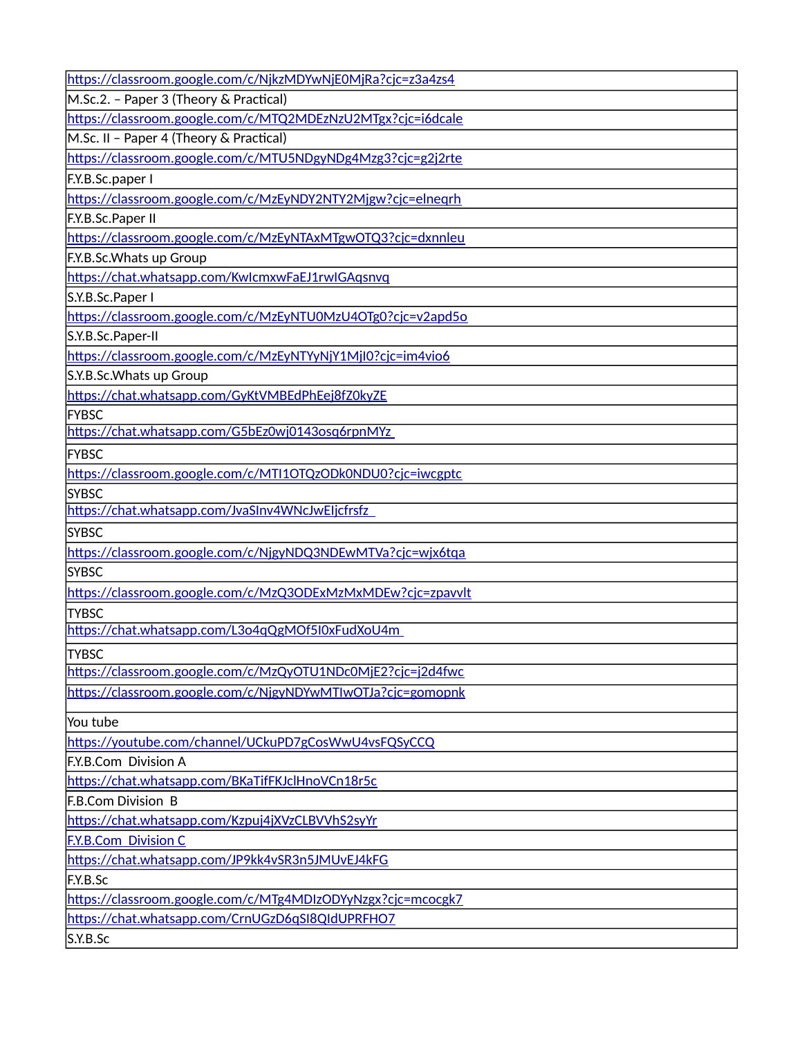| https://classroom.google.com/c/NjkzMDYwNjE0MjRa?cjc=z3a4zs4 |
|---|
| M.Sc.2. – Paper 3 (Theory & Practical) |
| https://classroom.google.com/c/MTQ2MDEzNzU2MTgx?cjc=i6dcale |
| M.Sc. II – Paper 4 (Theory & Practical) |
| https://classroom.google.com/c/MTU5NDgyNDg4Mzg3?cjc=g2j2rte |
| F.Y.B.Sc.paper I |
| https://classroom.google.com/c/MzEyNDY2NTY2Mjgw?cjc=elneqrh |
| F.Y.B.Sc.Paper II |
| https://classroom.google.com/c/MzEyNTAxMTgwOTQ3?cjc=dxnnleu |
| F.Y.B.Sc.Whats up Group |
| https://chat.whatsapp.com/KwIcmxwFaEJ1rwIGAqsnvq |
| S.Y.B.Sc.Paper I |
| https://classroom.google.com/c/MzEyNTU0MzU4OTg0?cjc=v2apd5o |
| S.Y.B.Sc.Paper-II |
| https://classroom.google.com/c/MzEyNTYyNjY1MjI0?cjc=im4vio6 |
| S.Y.B.Sc.Whats up Group |
| https://chat.whatsapp.com/GyKtVMBEdPhEej8fZ0kyZE |
| FYBSC |
| https://chat.whatsapp.com/G5bEz0wj0143osq6rpnMYz |
| FYBSC |
| https://classroom.google.com/c/MTI1OTQzODk0NDU0?cjc=iwcgptc |
| SYBSC |
| https://chat.whatsapp.com/JvaSInv4WNcJwEIjcfrsfz |
| SYBSC |
| https://classroom.google.com/c/NjgyNDQ3NDEwMTVa?cjc=wjx6tqa |
| SYBSC |
| https://classroom.google.com/c/MzQ3ODExMzMxMDEw?cjc=zpavvlt |
| TYBSC |
| https://chat.whatsapp.com/L3o4qQgMOf5I0xFudXoU4m |
| TYBSC |
| https://classroom.google.com/c/MzQyOTU1NDc0MjE2?cjc=j2d4fwc |
| https://classroom.google.com/c/NjgyNDYwMTIwOTJa?cjc=gomopnk |
| You tube |
| https://youtube.com/channel/UCkuPD7gCosWwU4vsFQSyCCQ |
| F.Y.B.Com  Division A |
| https://chat.whatsapp.com/BKaTifFKJclHnoVCn18r5c |
| F.B.Com Division  B |
| https://chat.whatsapp.com/Kzpuj4jXVzCLBVVhS2syYr |
| F.Y.B.Com  Division C |
| https://chat.whatsapp.com/JP9kk4vSR3n5JMUvEJ4kFG |
| F.Y.B.Sc |
| https://classroom.google.com/c/MTg4MDIzODYyNzgx?cjc=mcocgk7 |
| https://chat.whatsapp.com/CrnUGzD6qSI8QIdUPRFHO7 |
| S.Y.B.Sc |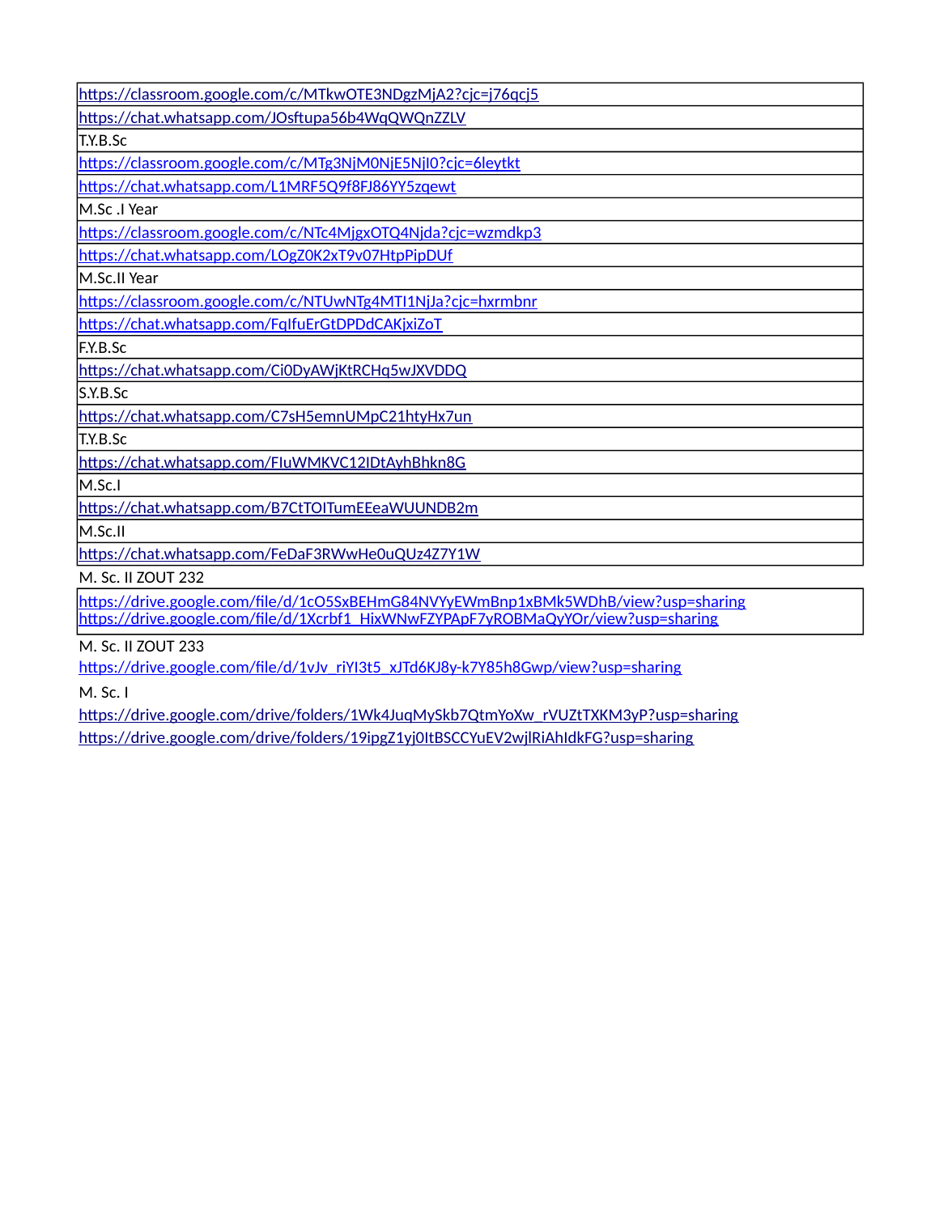| https://classroom.google.com/c/MTkwOTE3NDgzMjA2?cjc=j76qcj5 |
|---|
| https://chat.whatsapp.com/JOsftupa56b4WqQWQnZZLV |
| T.Y.B.Sc |
| https://classroom.google.com/c/MTg3NjM0NjE5NjI0?cjc=6leytkt |
| https://chat.whatsapp.com/L1MRF5Q9f8FJ86YY5zqewt |
| M.Sc .I Year |
| https://classroom.google.com/c/NTc4MjgxOTQ4Njda?cjc=wzmdkp3 |
| https://chat.whatsapp.com/LOgZ0K2xT9v07HtpPipDUf |
| M.Sc.II Year |
| https://classroom.google.com/c/NTUwNTg4MTI1NjJa?cjc=hxrmbnr |
| https://chat.whatsapp.com/FqIfuErGtDPDdCAKjxiZoT |
| F.Y.B.Sc |
| https://chat.whatsapp.com/Ci0DyAWjKtRCHq5wJXVDDQ |
| S.Y.B.Sc |
| https://chat.whatsapp.com/C7sH5emnUMpC21htyHx7un |
| T.Y.B.Sc |
| https://chat.whatsapp.com/FIuWMKVC12IDtAyhBhkn8G |
| M.Sc.I |
| https://chat.whatsapp.com/B7CtTOITumEEeaWUUNDB2m |
| M.Sc.II |
| https://chat.whatsapp.com/FeDaF3RWwHe0uQUz4Z7Y1W |

M. Sc. II ZOUT 232

https://drive.google.com/file/d/1cO5SxBEHmG84NVYyEWmBnp1xBMk5WDhB/view?usp=sharing
https://drive.google.com/file/d/1Xcrbf1_HixWNwFZYPApF7yROBMaQyYOr/view?usp=sharing

M. Sc. II ZOUT 233

https://drive.google.com/file/d/1vJv_riYI3t5_xJTd6KJ8y-k7Y85h8Gwp/view?usp=sharing

M. Sc. I

https://drive.google.com/drive/folders/1Wk4JuqMySkb7QtmYoXw_rVUZtTXKM3yP?usp=sharing

https://drive.google.com/drive/folders/19ipgZ1yj0ItBSCCYuEV2wjlRiAhIdkFG?usp=sharing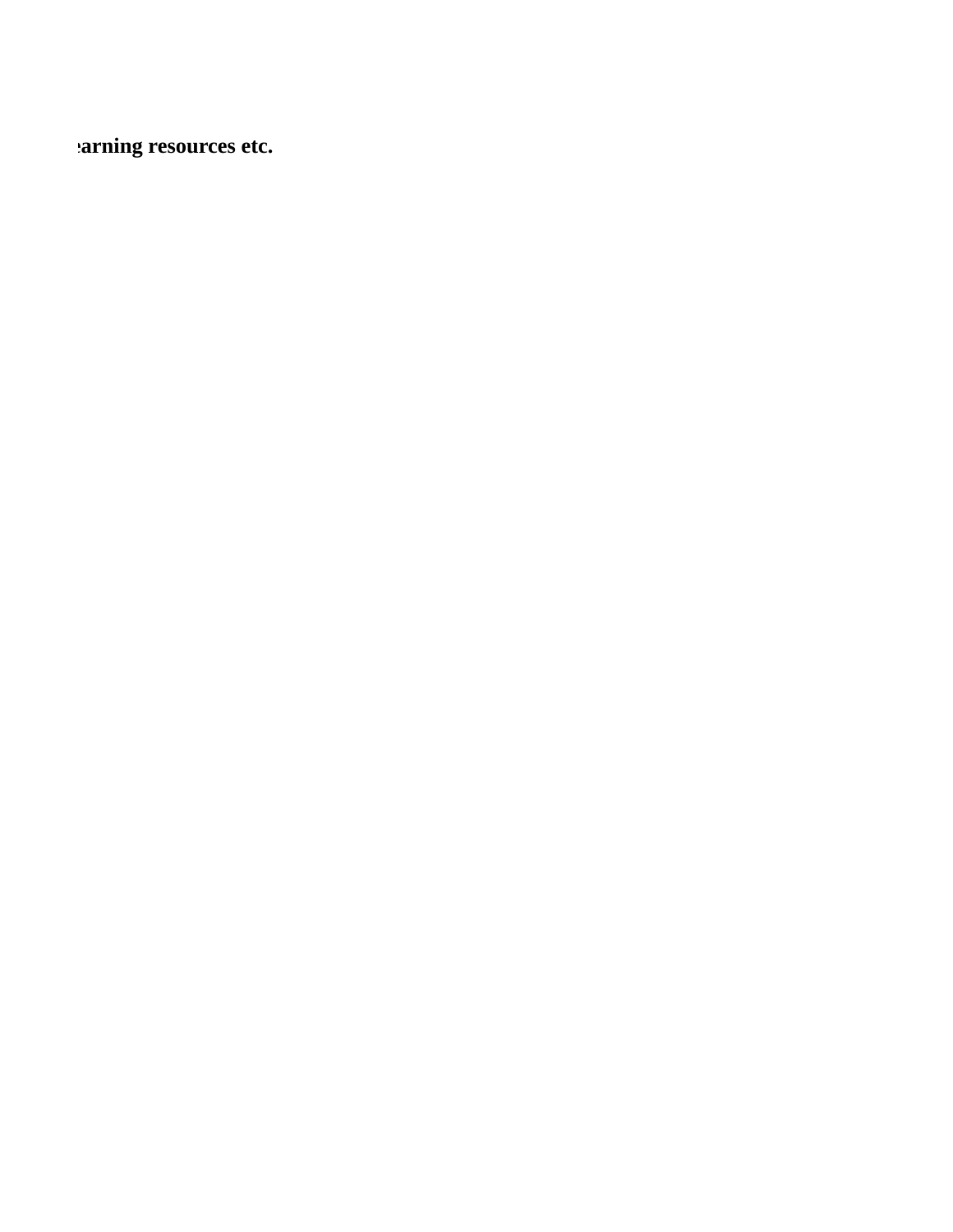**earning resources etc.**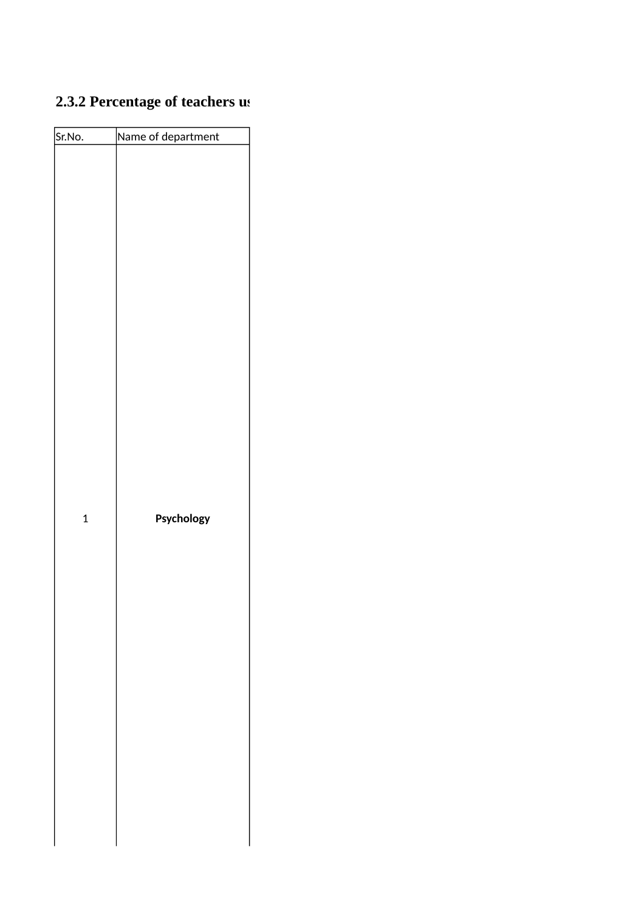## 2.3.2 Percentage of teachers us

| Sr.No. | Name of department |
| --- | --- |
| 1 | **Psychology** |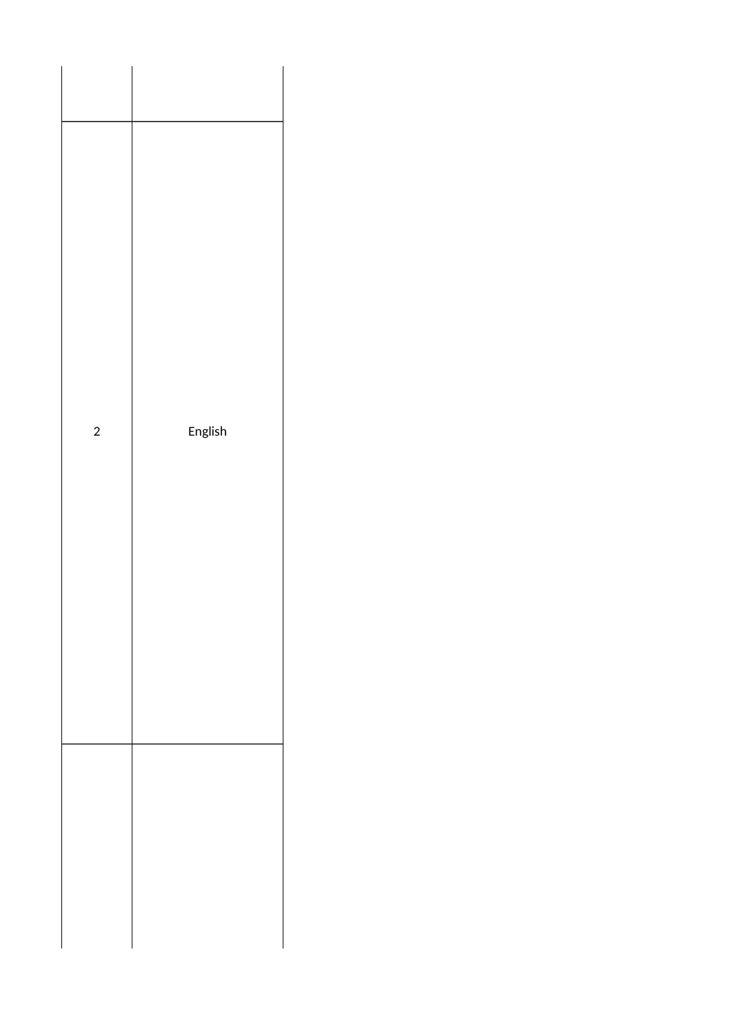|   |   |
|---|---|
| 2 | English |
|   |   |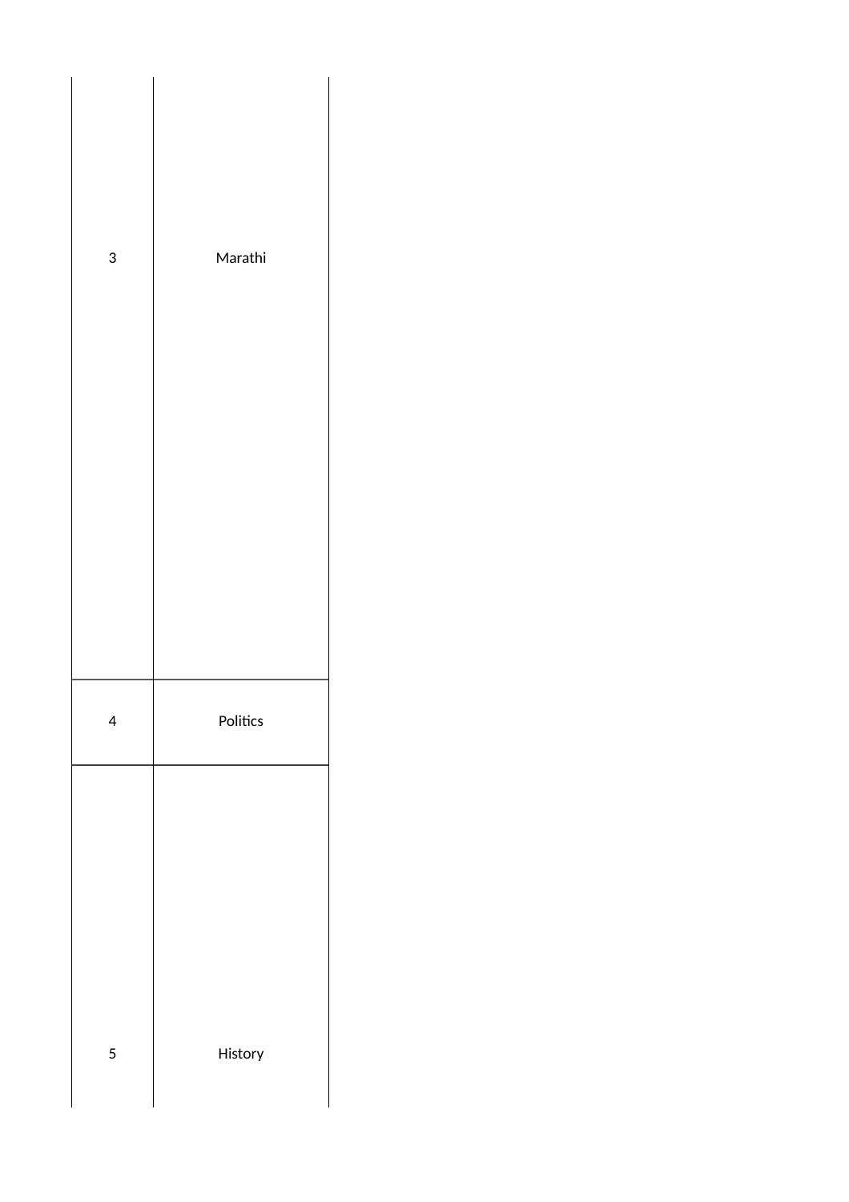| | |
|---|---|
| 3 | Marathi |
| 4 | Politics |
| 5 | History |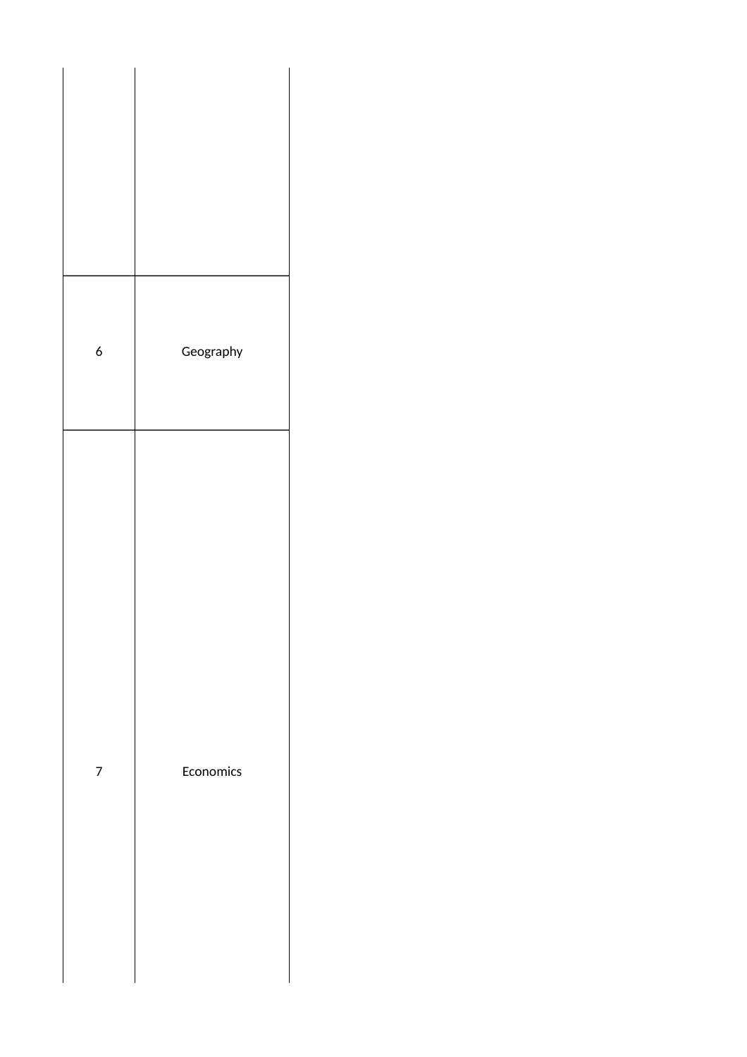|   |   |
|---|---|
|   |   |
| 6 | Geography |
| 7 | Economics |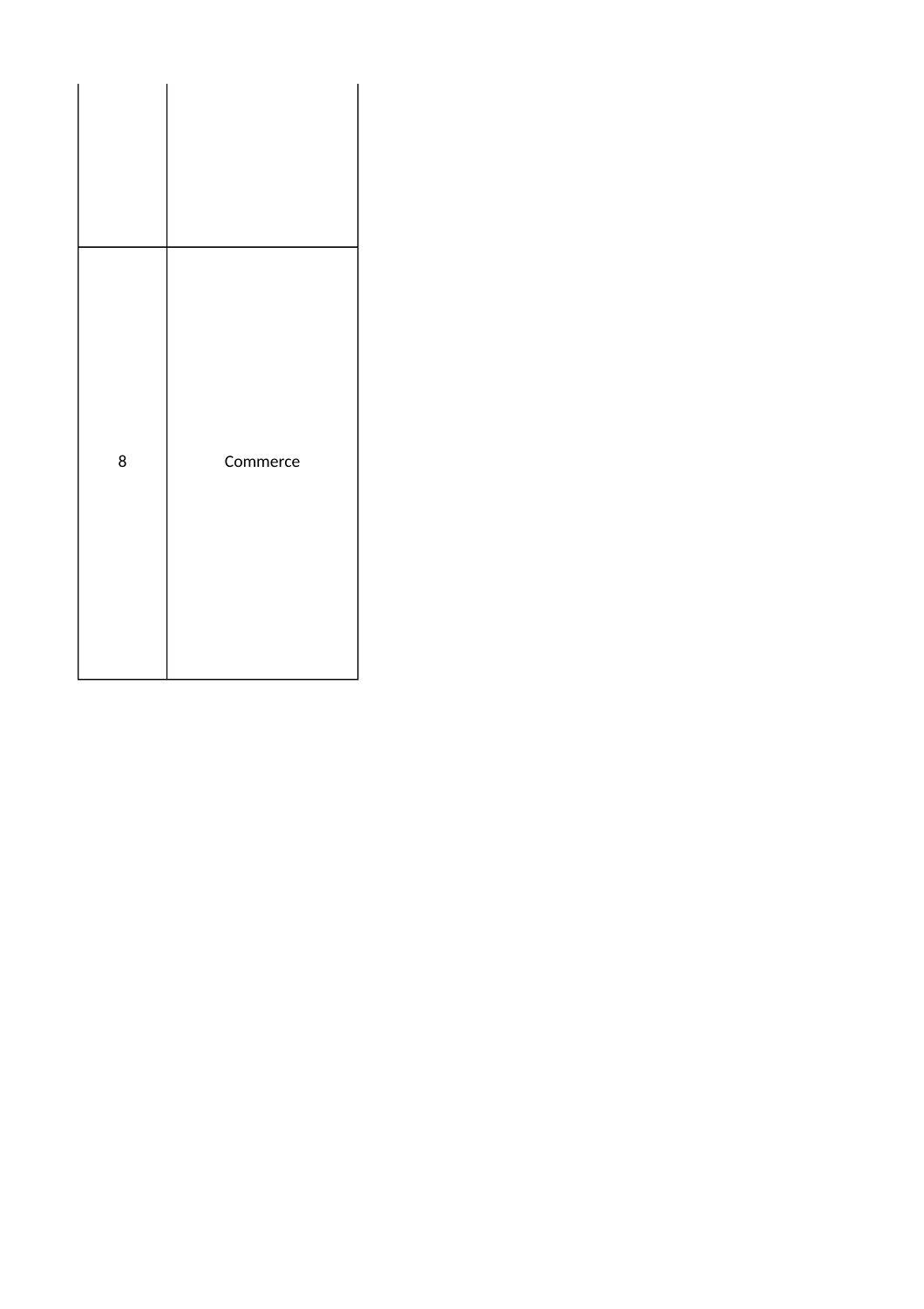| | |
|---|---|
| | |
| 8 | Commerce |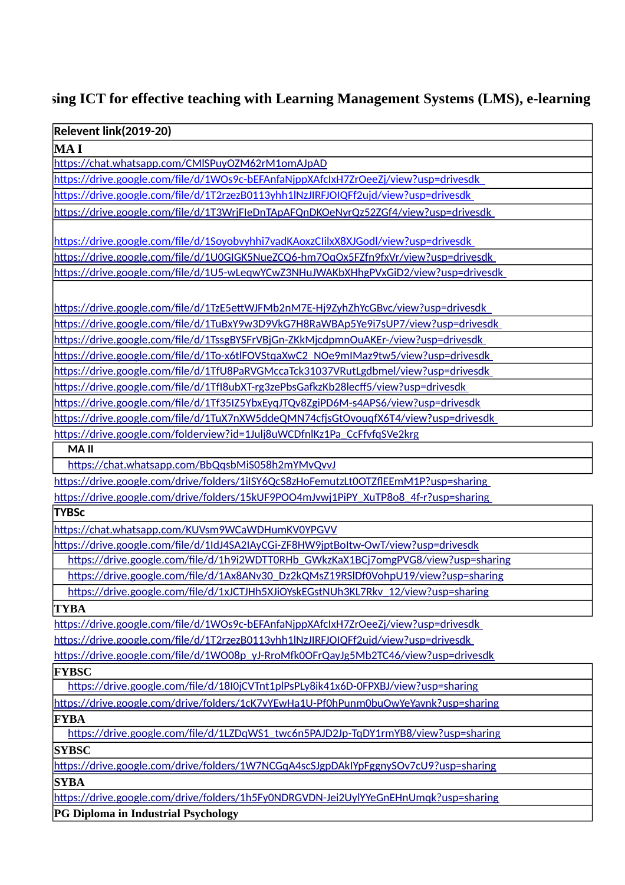## sing ICT for effective teaching with Learning Management Systems (LMS), e-learning

| Relevent link(2019-20) |
|---|
| **MA I** |
| https://chat.whatsapp.com/CMlSPuyOZM62rM1omAJpAD |
| https://drive.google.com/file/d/1WOs9c-bEFAnfaNjppXAfcIxH7ZrOeeZj/view?usp=drivesdk |
| https://drive.google.com/file/d/1T2rzezB0113yhh1lNzJIRFJOIQFf2ujd/view?usp=drivesdk |
| https://drive.google.com/file/d/1T3WrjFleDnTApAFQnDKOeNyrQz52ZGf4/view?usp=drivesdk |
| https://drive.google.com/file/d/1Soyobvyhhi7vadKAoxzCIilxX8XJGodl/view?usp=drivesdk |
| https://drive.google.com/file/d/1U0GIGK5NueZCQ6-hm7OqOx5FZfn9fxVr/view?usp=drivesdk |
| https://drive.google.com/file/d/1U5-wLeqwYCwZ3NHuJWAKbXHhgPVxGiD2/view?usp=drivesdk |
| https://drive.google.com/file/d/1TzE5ettWJFMb2nM7E-Hj9ZyhZhYcGBvc/view?usp=drivesdk |
| https://drive.google.com/file/d/1TuBxY9w3D9VkG7H8RaWBAp5Ye9i7sUP7/view?usp=drivesdk |
| https://drive.google.com/file/d/1TssgBYSFrVBjGn-ZKkMjcdpmnOuAKEr-/view?usp=drivesdk |
| https://drive.google.com/file/d/1To-x6tlFOVStqaXwC2_NOe9mIMaz9tw5/view?usp=drivesdk |
| https://drive.google.com/file/d/1TfU8PaRVGMccaTck31037VRutLgdbmel/view?usp=drivesdk |
| https://drive.google.com/file/d/1TfI8ubXT-rg3zePbsGafkzKb28lecff5/view?usp=drivesdk |
| https://drive.google.com/file/d/1Tf35IZ5YbxEyqJTQv8ZgiPD6M-s4APS6/view?usp=drivesdk |
| https://drive.google.com/file/d/1TuX7nXW5ddeQMN74cfjsGtOvouqfX6T4/view?usp=drivesdk |
| https://drive.google.com/folderview?id=1Julj8uWCDfnlKz1Pa_CcFfvfqSVe2krg |
| **MA II** |
| https://chat.whatsapp.com/BbQqsbMiS058h2mYMvQvvJ |
| https://drive.google.com/drive/folders/1iISY6QcS8zHoFemutzLt0OTZflEEmM1P?usp=sharing |
| https://drive.google.com/drive/folders/15kUF9POO4mJvwj1PiPY_XuTP8o8_4f-r?usp=sharing |
| **TYBSc** |
| https://chat.whatsapp.com/KUVsm9WCaWDHumKV0YPGVV |
| https://drive.google.com/file/d/1IdJ4SA2IAyCGi-ZF8HW9jptBoItw-OwT/view?usp=drivesdk |
| https://drive.google.com/file/d/1h9i2WDTT0RHb_GWkzKaX1BCj7omgPVG8/view?usp=sharing |
| https://drive.google.com/file/d/1Ax8ANv30_Dz2kQMsZ19RSlDf0VohpU19/view?usp=sharing |
| https://drive.google.com/file/d/1xJCTJHh5XJiOYskEGstNUh3KL7Rkv_12/view?usp=sharing |
| **TYBA** |
| https://drive.google.com/file/d/1WOs9c-bEFAnfaNjppXAfcIxH7ZrOeeZj/view?usp=drivesdk |
| https://drive.google.com/file/d/1T2rzezB0113yhh1lNzJIRFJOIQFf2ujd/view?usp=drivesdk |
| https://drive.google.com/file/d/1WO08p_yJ-RroMfk0OFrQayJg5Mb2TC46/view?usp=drivesdk |
| **FYBSC** |
| https://drive.google.com/file/d/18I0jCVTnt1plPsPLy8ik41x6D-0FPXBJ/view?usp=sharing |
| https://drive.google.com/drive/folders/1cK7vYEwHa1U-Pf0hPunm0buOwYeYavnk?usp=sharing |
| **FYBA** |
| https://drive.google.com/file/d/1LZDqWS1_twc6n5PAJD2Jp-TqDY1rmYB8/view?usp=sharing |
| **SYBSC** |
| https://drive.google.com/drive/folders/1W7NCGqA4scSJgpDAkIYpFggnySOv7cU9?usp=sharing |
| **SYBA** |
| https://drive.google.com/drive/folders/1h5Fy0NDRGVDN-Jei2UylYYeGnEHnUmqk?usp=sharing |
| **PG Diploma in Industrial Psychology** |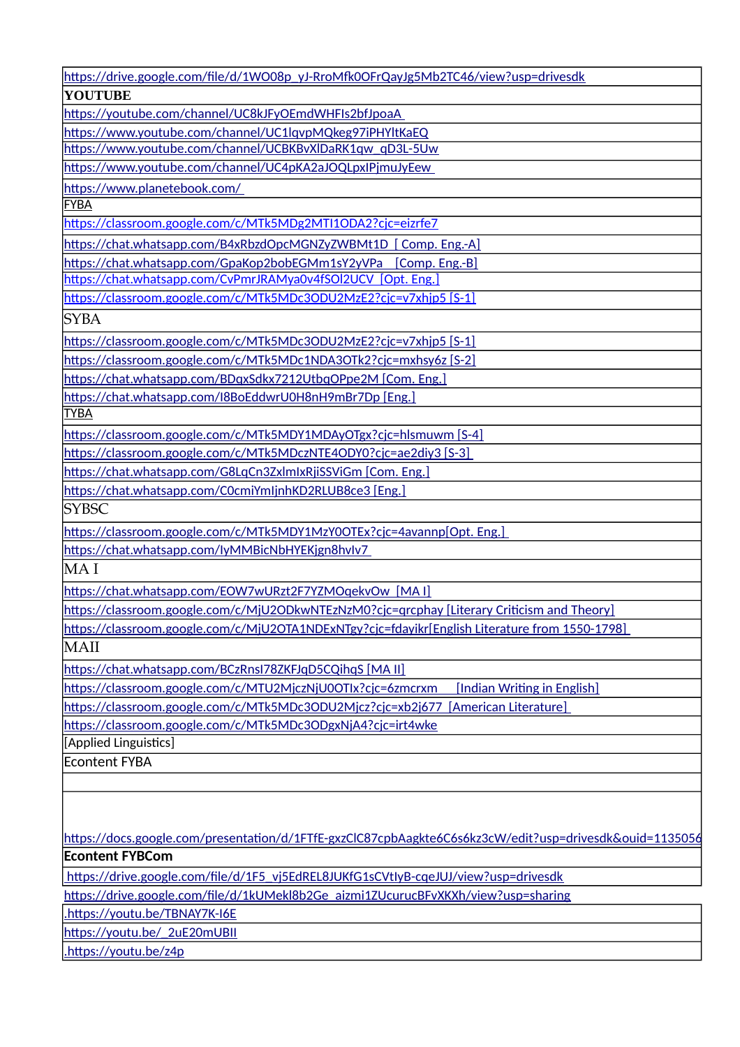| https://drive.google.com/file/d/1WO08p_yJ-RroMfk0OFrQayJg5Mb2TC46/view?usp=drivesdk |
|---|
| **YOUTUBE** |
| https://youtube.com/channel/UC8kJFyOEmdWHFIs2bfJpoaA |
| https://www.youtube.com/channel/UC1lqvpMQkeg97iPHYltKaEQ |
| https://www.youtube.com/channel/UCBKBvXlDaRK1qw_qD3L-5Uw |
| https://www.youtube.com/channel/UC4pKA2aJOQLpxIPjmuJyEew |
| https://www.planetebook.com/ |
| FYBA |
| https://classroom.google.com/c/MTk5MDg2MTI1ODA2?cjc=eizrfe7 |
| https://chat.whatsapp.com/B4xRbzdOpcMGNZyZWBMt1D [ Comp. Eng.-A] |
| https://chat.whatsapp.com/GpaKop2bobEGMm1sY2yVPa [Comp. Eng.-B] |
| https://chat.whatsapp.com/CvPmrJRAMya0v4fSOl2UCV [Opt. Eng.] |
| https://classroom.google.com/c/MTk5MDc3ODU2MzE2?cjc=v7xhjp5 [S-1] |
| SYBA |
| https://classroom.google.com/c/MTk5MDc3ODU2MzE2?cjc=v7xhjp5 [S-1] |
| https://classroom.google.com/c/MTk5MDc1NDA3OTk2?cjc=mxhsy6z [S-2] |
| https://chat.whatsapp.com/BDqxSdkx7212UtbqOPpe2M [Com. Eng.] |
| https://chat.whatsapp.com/I8BoEddwrU0H8nH9mBr7Dp [Eng.] |
| TYBA |
| https://classroom.google.com/c/MTk5MDY1MDAyOTgx?cjc=hlsmuwm [S-4] |
| https://classroom.google.com/c/MTk5MDczNTE4ODY0?cjc=ae2diy3 [S-3] |
| https://chat.whatsapp.com/G8LqCn3ZxlmIxRjiSSViGm [Com. Eng.] |
| https://chat.whatsapp.com/C0cmiYmIjnhKD2RLUB8ce3 [Eng.] |
| SYBSC |
| https://classroom.google.com/c/MTk5MDY1MzY0OTEx?cjc=4avannp[Opt. Eng.] |
| https://chat.whatsapp.com/IyMMBicNbHYEKjgn8hvlv7 |
| MA I |
| https://chat.whatsapp.com/EOW7wURzt2F7YZMOqekvOw [MA I] |
| https://classroom.google.com/c/MjU2ODkwNTEzNzM0?cjc=qrcphay [Literary Criticism and Theory] |
| https://classroom.google.com/c/MjU2OTA1NDExNTgy?cjc=fdayikr[English Literature from 1550-1798] |
| MAII |
| https://chat.whatsapp.com/BCzRnsI78ZKFJqD5CQihqS [MA II] |
| https://classroom.google.com/c/MTU2MjczNjU0OTIx?cjc=6zmcrxm [Indian Writing in English] |
| https://classroom.google.com/c/MTk5MDc3ODU2Mjcz?cjc=xb2j677 [American Literature] |
| https://classroom.google.com/c/MTk5MDc3ODgxNjA4?cjc=irt4wke |
| [Applied Linguistics] |
| Econtent FYBA |
| |
| https://docs.google.com/presentation/d/1FTfE-gxzClC87cpbAagkte6C6s6kz3cW/edit?usp=drivesdk&ouid=1135056 |
| **Econtent FYBCom** |
| https://drive.google.com/file/d/1F5_vj5EdREL8JUKfG1sCVtIyB-cqeJUJ/view?usp=drivesdk |
| https://drive.google.com/file/d/1kUMekl8b2Ge_aizmi1ZUcurucBFvXKXh/view?usp=sharing |
| .https://youtu.be/TBNAY7K-I6E |
| https://youtu.be/_2uE20mUBII |
| .https://youtu.be/z4p |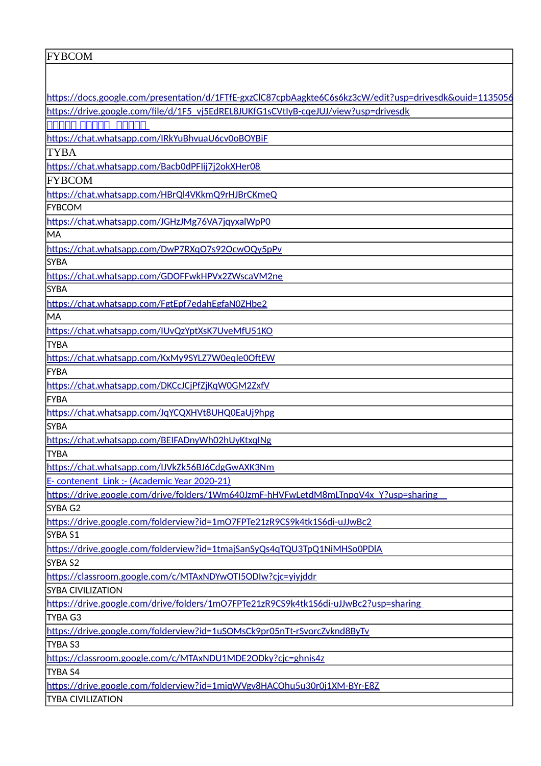| FYBCOM |
| --- |
| https://docs.google.com/presentation/d/1FTfE-gxzClC87cpbAagkte6C6s6kz3cW/edit?usp=drivesdk&ouid=1135056 |
| https://drive.google.com/file/d/1F5_vj5EdREL8JUKfG1sCVtIyB-cqeJUJ/view?usp=drivesdk |
| □□□□□ □□□□□ □□□□□ |
| https://chat.whatsapp.com/IRkYuBhvuaU6cv0oBOYBiF |
| TYBA |
| https://chat.whatsapp.com/Bacb0dPFIij7j2okXHer08 |
| FYBCOM |
| https://chat.whatsapp.com/HBrQl4VKkmQ9rHJBrCKmeQ |
| FYBCOM |
| https://chat.whatsapp.com/JGHzJMg76VA7jqyxalWpP0 |
| MA |
| https://chat.whatsapp.com/DwP7RXqO7s92OcwOQy5pPv |
| SYBA |
| https://chat.whatsapp.com/GDOFFwkHPVx2ZWscaVM2ne |
| SYBA |
| https://chat.whatsapp.com/FgtEpf7edahEgfaN0ZHbe2 |
| MA |
| https://chat.whatsapp.com/IUvQzYptXsK7UveMfU51KO |
| TYBA |
| https://chat.whatsapp.com/KxMy9SYLZ7W0eqle0OftEW |
| FYBA |
| https://chat.whatsapp.com/DKCcJCjPfZjKqW0GM2ZxfV |
| FYBA |
| https://chat.whatsapp.com/JqYCQXHVt8UHQ0EaUj9hpg |
| SYBA |
| https://chat.whatsapp.com/BEIFADnyWh02hUyKtxqINg |
| TYBA |
| https://chat.whatsapp.com/IJVkZk56BJ6CdgGwAXK3Nm |
| E- contenent Link :- (Academic Year 2020-21) |
| https://drive.google.com/drive/folders/1Wm640JzmF-hHVFwLetdM8mLTnpqV4x_Y?usp=sharing |
| SYBA G2 |
| https://drive.google.com/folderview?id=1mO7FPTe21zR9CS9k4tk1S6di-uJJwBc2 |
| SYBA S1 |
| https://drive.google.com/folderview?id=1tmajSanSyQs4qTQU3TpQ1NiMHSo0PDlA |
| SYBA S2 |
| https://classroom.google.com/c/MTAxNDYwOTI5ODIw?cjc=yiyjddr |
| SYBA CIVILIZATION |
| https://drive.google.com/drive/folders/1mO7FPTe21zR9CS9k4tk1S6di-uJJwBc2?usp=sharing |
| TYBA G3 |
| https://drive.google.com/folderview?id=1uSOMsCk9pr05nTt-rSvorcZvknd8ByTv |
| TYBA S3 |
| https://classroom.google.com/c/MTAxNDU1MDE2ODky?cjc=ghnis4z |
| TYBA S4 |
| https://drive.google.com/folderview?id=1miqWVgv8HACOhu5u30r0j1XM-BYr-E8Z |
| TYBA CIVILIZATION |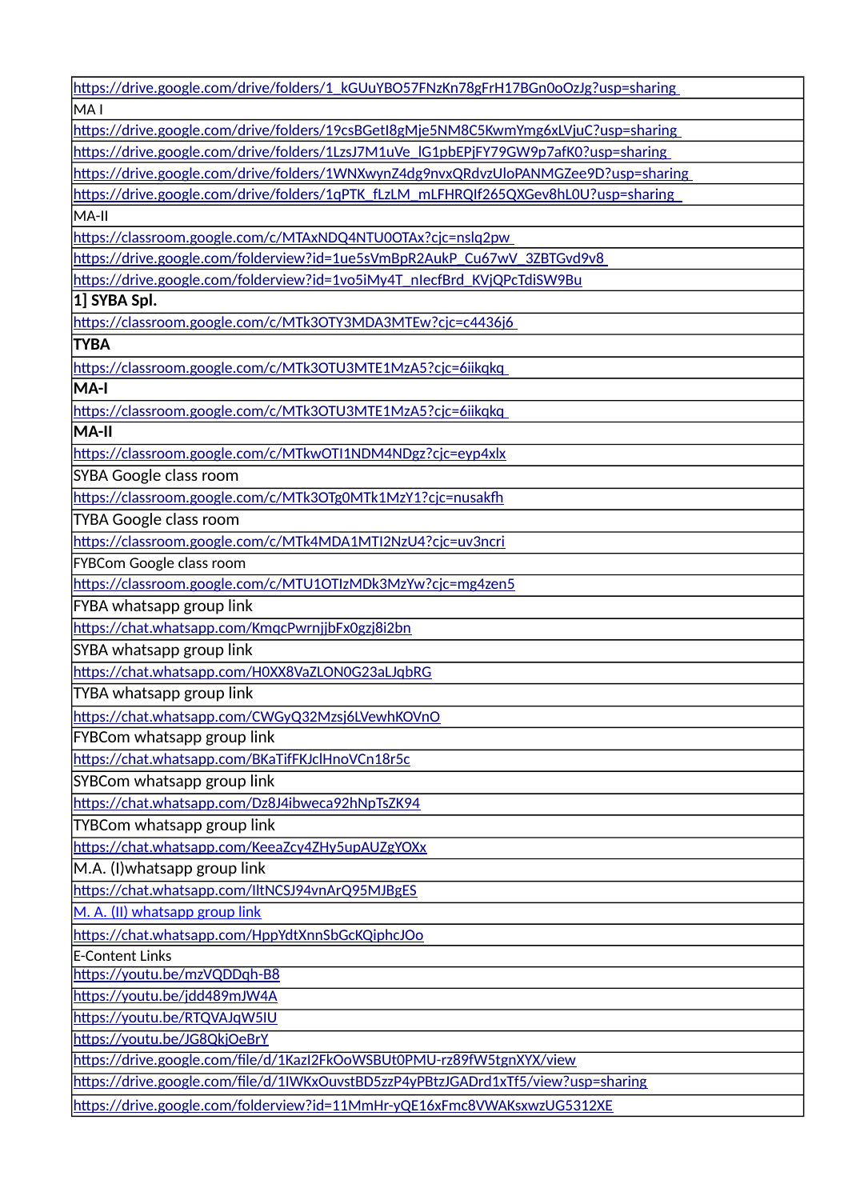| https://drive.google.com/drive/folders/1_kGUuYBO57FNzKn78gFrH17BGn0oOzJg?usp=sharing |
|---|
| MA I |
| https://drive.google.com/drive/folders/19csBGetI8gMje5NM8C5KwmYmg6xLVjuC?usp=sharing |
| https://drive.google.com/drive/folders/1LzsJ7M1uVe_lG1pbEPjFY79GW9p7afK0?usp=sharing |
| https://drive.google.com/drive/folders/1WNXwynZ4dg9nvxQRdvzUloPANMGZee9D?usp=sharing |
| https://drive.google.com/drive/folders/1qPTK_fLzLM_mLFHRQIf265QXGev8hL0U?usp=sharing |
| MA-II |
| https://classroom.google.com/c/MTAxNDQ4NTU0OTAx?cjc=nslq2pw |
| https://drive.google.com/folderview?id=1ue5sVmBpR2AukP_Cu67wV_3ZBTGvd9v8 |
| https://drive.google.com/folderview?id=1vo5iMy4T_nlecfBrd_KVjQPcTdiSW9Bu |
| **1] SYBA Spl.** |
| https://classroom.google.com/c/MTk3OTY3MDA3MTEw?cjc=c4436j6 |
| **TYBA** |
| https://classroom.google.com/c/MTk3OTU3MTE1MzA5?cjc=6iikqkq |
| **MA-I** |
| https://classroom.google.com/c/MTk3OTU3MTE1MzA5?cjc=6iikqkq |
| **MA-II** |
| https://classroom.google.com/c/MTkwOTI1NDM4NDgz?cjc=eyp4xlx |
| SYBA Google class room |
| https://classroom.google.com/c/MTk3OTg0MTk1MzY1?cjc=nusakfh |
| TYBA Google class room |
| https://classroom.google.com/c/MTk4MDA1MTI2NzU4?cjc=uv3ncri |
| FYBCom Google class room |
| https://classroom.google.com/c/MTU1OTIzMDk3MzYw?cjc=mg4zen5 |
| FYBA whatsapp group link |
| https://chat.whatsapp.com/KmqcPwrnjjbFx0gzj8i2bn |
| SYBA whatsapp group link |
| https://chat.whatsapp.com/H0XX8VaZLON0G23aLJqbRG |
| TYBA whatsapp group link |
| https://chat.whatsapp.com/CWGyQ32Mzsj6LVewhKOVnO |
| FYBCom whatsapp group link |
| https://chat.whatsapp.com/BKaTifFKJclHnoVCn18r5c |
| SYBCom whatsapp group link |
| https://chat.whatsapp.com/Dz8J4ibweca92hNpTsZK94 |
| TYBCom whatsapp group link |
| https://chat.whatsapp.com/KeeaZcy4ZHy5upAUZgYOXx |
| M.A. (I)whatsapp group link |
| https://chat.whatsapp.com/IltNCSJ94vnArQ95MJBgES |
| M. A. (II) whatsapp group link |
| https://chat.whatsapp.com/HppYdtXnnSbGcKQiphcJOo |
| E-Content Links |
| https://youtu.be/mzVQDDqh-B8 |
| https://youtu.be/jdd489mJW4A |
| https://youtu.be/RTQVAJqW5IU |
| https://youtu.be/JG8QkjOeBrY |
| https://drive.google.com/file/d/1KazI2FkOoWSBUt0PMU-rz89fW5tgnXYX/view |
| https://drive.google.com/file/d/1IWKxOuvstBD5zzP4yPBtzJGADrd1xTf5/view?usp=sharing |
| https://drive.google.com/folderview?id=11MmHr-yQE16xFmc8VWAKsxwzUG5312XE |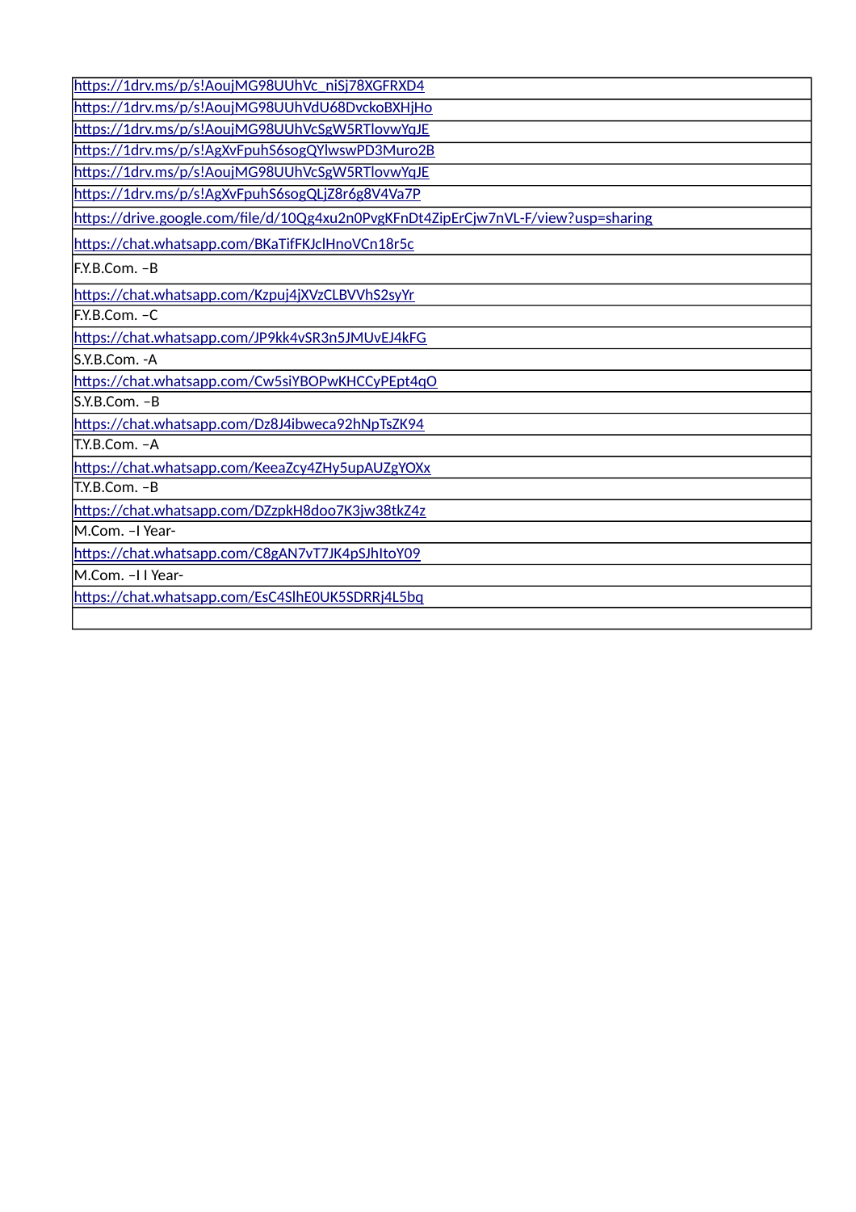| |
|---|
| https://1drv.ms/p/s!AoujMG98UUhVc_niSj78XGFRXD4 |
| https://1drv.ms/p/s!AoujMG98UUhVdU68DvckoBXHjHo |
| https://1drv.ms/p/s!AoujMG98UUhVcSgW5RTlovwYqJE |
| https://1drv.ms/p/s!AgXvFpuhS6sogQYlwswPD3Muro2B |
| https://1drv.ms/p/s!AoujMG98UUhVcSgW5RTlovwYqJE |
| https://1drv.ms/p/s!AgXvFpuhS6sogQLjZ8r6g8V4Va7P |
| https://drive.google.com/file/d/10Qg4xu2n0PvgKFnDt4ZipErCjw7nVL-F/view?usp=sharing |
| https://chat.whatsapp.com/BKaTifFKJclHnoVCn18r5c |
| F.Y.B.Com. –B |
| https://chat.whatsapp.com/Kzpuj4jXVzCLBVVhS2syYr |
| F.Y.B.Com. –C |
| https://chat.whatsapp.com/JP9kk4vSR3n5JMUvEJ4kFG |
| S.Y.B.Com. -A |
| https://chat.whatsapp.com/Cw5siYBOPwKHCCyPEpt4qO |
| S.Y.B.Com. –B |
| https://chat.whatsapp.com/Dz8J4ibweca92hNpTsZK94 |
| T.Y.B.Com. –A |
| https://chat.whatsapp.com/KeeaZcy4ZHy5upAUZgYOXx |
| T.Y.B.Com. –B |
| https://chat.whatsapp.com/DZzpkH8doo7K3jw38tkZ4z |
| M.Com. –I Year- |
| https://chat.whatsapp.com/C8gAN7vT7JK4pSJhItoY09 |
| M.Com. –I I Year- |
| https://chat.whatsapp.com/EsC4SlhE0UK5SDRRj4L5bq |
| |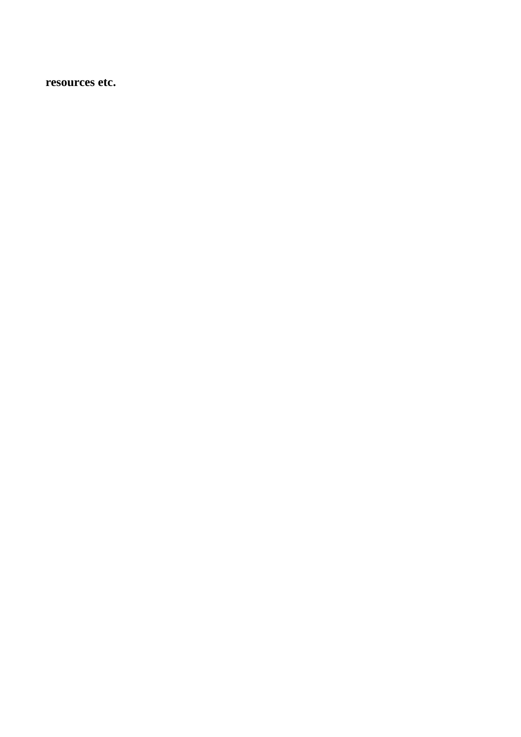**resources etc.**